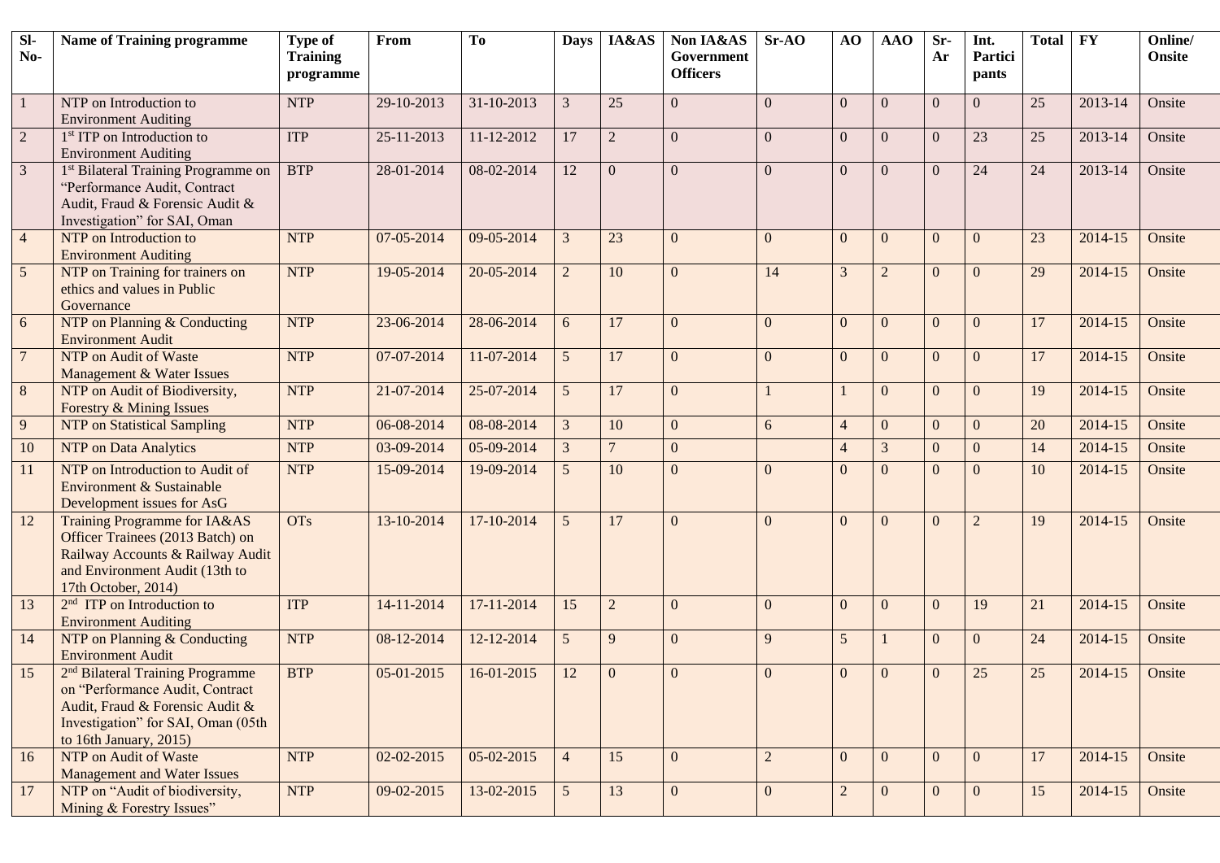| Sl-No- | Name of Training programme | Type of Training programme | From | To | Days | IA&AS | Non IA&AS Government Officers | Sr-AO | AO | AAO | Sr-Ar | Int. Participants | Total | FY | Online/ Onsite |
|---|---|---|---|---|---|---|---|---|---|---|---|---|---|---|---|
| 1 | NTP on Introduction to Environment Auditing | NTP | 29-10-2013 | 31-10-2013 | 3 | 25 | 0 | 0 | 0 | 0 | 0 | 0 | 25 | 2013-14 | Onsite |
| 2 | 1st ITP on Introduction to Environment Auditing | ITP | 25-11-2013 | 11-12-2012 | 17 | 2 | 0 | 0 | 0 | 0 | 0 | 23 | 25 | 2013-14 | Onsite |
| 3 | 1st Bilateral Training Programme on "Performance Audit, Contract Audit, Fraud & Forensic Audit & Investigation" for SAI, Oman | BTP | 28-01-2014 | 08-02-2014 | 12 | 0 | 0 | 0 | 0 | 0 | 0 | 24 | 24 | 2013-14 | Onsite |
| 4 | NTP on Introduction to Environment Auditing | NTP | 07-05-2014 | 09-05-2014 | 3 | 23 | 0 | 0 | 0 | 0 | 0 | 0 | 23 | 2014-15 | Onsite |
| 5 | NTP on Training for trainers on ethics and values in Public Governance | NTP | 19-05-2014 | 20-05-2014 | 2 | 10 | 0 | 14 | 3 | 2 | 0 | 0 | 29 | 2014-15 | Onsite |
| 6 | NTP on Planning & Conducting Environment Audit | NTP | 23-06-2014 | 28-06-2014 | 6 | 17 | 0 | 0 | 0 | 0 | 0 | 0 | 17 | 2014-15 | Onsite |
| 7 | NTP on Audit of Waste Management & Water Issues | NTP | 07-07-2014 | 11-07-2014 | 5 | 17 | 0 | 0 | 0 | 0 | 0 | 0 | 17 | 2014-15 | Onsite |
| 8 | NTP on Audit of Biodiversity, Forestry & Mining Issues | NTP | 21-07-2014 | 25-07-2014 | 5 | 17 | 0 | 1 | 1 | 0 | 0 | 0 | 19 | 2014-15 | Onsite |
| 9 | NTP on Statistical Sampling | NTP | 06-08-2014 | 08-08-2014 | 3 | 10 | 0 | 6 | 4 | 0 | 0 | 0 | 20 | 2014-15 | Onsite |
| 10 | NTP on Data Analytics | NTP | 03-09-2014 | 05-09-2014 | 3 | 7 | 0 | | 4 | 3 | 0 | 0 | 14 | 2014-15 | Onsite |
| 11 | NTP on Introduction to Audit of Environment & Sustainable Development issues for AsG | NTP | 15-09-2014 | 19-09-2014 | 5 | 10 | 0 | 0 | 0 | 0 | 0 | 0 | 10 | 2014-15 | Onsite |
| 12 | Training Programme for IA&AS Officer Trainees (2013 Batch) on Railway Accounts & Railway Audit and Environment Audit (13th to 17th October, 2014) | OTs | 13-10-2014 | 17-10-2014 | 5 | 17 | 0 | 0 | 0 | 0 | 0 | 2 | 19 | 2014-15 | Onsite |
| 13 | 2nd ITP on Introduction to Environment Auditing | ITP | 14-11-2014 | 17-11-2014 | 15 | 2 | 0 | 0 | 0 | 0 | 0 | 19 | 21 | 2014-15 | Onsite |
| 14 | NTP on Planning & Conducting Environment Audit | NTP | 08-12-2014 | 12-12-2014 | 5 | 9 | 0 | 9 | 5 | 1 | 0 | 0 | 24 | 2014-15 | Onsite |
| 15 | 2nd Bilateral Training Programme on "Performance Audit, Contract Audit, Fraud & Forensic Audit & Investigation" for SAI, Oman (05th to 16th January, 2015) | BTP | 05-01-2015 | 16-01-2015 | 12 | 0 | 0 | 0 | 0 | 0 | 0 | 25 | 25 | 2014-15 | Onsite |
| 16 | NTP on Audit of Waste Management and Water Issues | NTP | 02-02-2015 | 05-02-2015 | 4 | 15 | 0 | 2 | 0 | 0 | 0 | 0 | 17 | 2014-15 | Onsite |
| 17 | NTP on "Audit of biodiversity, Mining & Forestry Issues" | NTP | 09-02-2015 | 13-02-2015 | 5 | 13 | 0 | 0 | 2 | 0 | 0 | 0 | 15 | 2014-15 | Onsite |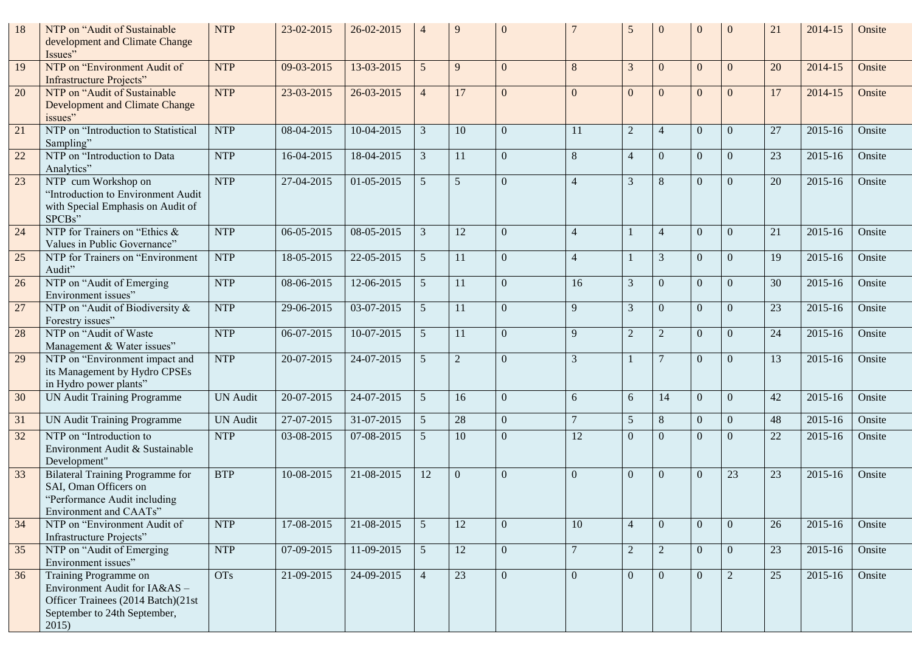| 18 | NTP on “Audit of Sustainable development and Climate Change Issues” | NTP | 23-02-2015 | 26-02-2015 | 4 | 9 | 0 | 7 | 5 | 0 | 0 | 0 | 21 | 2014-15 | Onsite |
|---|---|---|---|---|---|---|---|---|---|---|---|---|---|---|---|
| 19 | NTP on “Environment Audit of Infrastructure Projects” | NTP | 09-03-2015 | 13-03-2015 | 5 | 9 | 0 | 8 | 3 | 0 | 0 | 0 | 20 | 2014-15 | Onsite |
| 20 | NTP on “Audit of Sustainable Development and Climate Change issues” | NTP | 23-03-2015 | 26-03-2015 | 4 | 17 | 0 | 0 | 0 | 0 | 0 | 0 | 17 | 2014-15 | Onsite |
| 21 | NTP on “Introduction to Statistical Sampling” | NTP | 08-04-2015 | 10-04-2015 | 3 | 10 | 0 | 11 | 2 | 4 | 0 | 0 | 27 | 2015-16 | Onsite |
| 22 | NTP on “Introduction to Data Analytics” | NTP | 16-04-2015 | 18-04-2015 | 3 | 11 | 0 | 8 | 4 | 0 | 0 | 0 | 23 | 2015-16 | Onsite |
| 23 | NTP cum Workshop on “Introduction to Environment Audit with Special Emphasis on Audit of SPCBs” | NTP | 27-04-2015 | 01-05-2015 | 5 | 5 | 0 | 4 | 3 | 8 | 0 | 0 | 20 | 2015-16 | Onsite |
| 24 | NTP for Trainers on “Ethics & Values in Public Governance” | NTP | 06-05-2015 | 08-05-2015 | 3 | 12 | 0 | 4 | 1 | 4 | 0 | 0 | 21 | 2015-16 | Onsite |
| 25 | NTP for Trainers on “Environment Audit” | NTP | 18-05-2015 | 22-05-2015 | 5 | 11 | 0 | 4 | 1 | 3 | 0 | 0 | 19 | 2015-16 | Onsite |
| 26 | NTP on “Audit of Emerging Environment issues” | NTP | 08-06-2015 | 12-06-2015 | 5 | 11 | 0 | 16 | 3 | 0 | 0 | 0 | 30 | 2015-16 | Onsite |
| 27 | NTP on “Audit of Biodiversity & Forestry issues” | NTP | 29-06-2015 | 03-07-2015 | 5 | 11 | 0 | 9 | 3 | 0 | 0 | 0 | 23 | 2015-16 | Onsite |
| 28 | NTP on “Audit of Waste Management & Water issues” | NTP | 06-07-2015 | 10-07-2015 | 5 | 11 | 0 | 9 | 2 | 2 | 0 | 0 | 24 | 2015-16 | Onsite |
| 29 | NTP on “Environment impact and its Management by Hydro CPSEs in Hydro power plants” | NTP | 20-07-2015 | 24-07-2015 | 5 | 2 | 0 | 3 | 1 | 7 | 0 | 0 | 13 | 2015-16 | Onsite |
| 30 | UN Audit Training Programme | UN Audit | 20-07-2015 | 24-07-2015 | 5 | 16 | 0 | 6 | 6 | 14 | 0 | 0 | 42 | 2015-16 | Onsite |
| 31 | UN Audit Training Programme | UN Audit | 27-07-2015 | 31-07-2015 | 5 | 28 | 0 | 7 | 5 | 8 | 0 | 0 | 48 | 2015-16 | Onsite |
| 32 | NTP on “Introduction to Environment Audit & Sustainable Development" | NTP | 03-08-2015 | 07-08-2015 | 5 | 10 | 0 | 12 | 0 | 0 | 0 | 0 | 22 | 2015-16 | Onsite |
| 33 | Bilateral Training Programme for SAI, Oman Officers on “Performance Audit including Environment and CAATs” | BTP | 10-08-2015 | 21-08-2015 | 12 | 0 | 0 | 0 | 0 | 0 | 0 | 23 | 23 | 2015-16 | Onsite |
| 34 | NTP on “Environment Audit of Infrastructure Projects” | NTP | 17-08-2015 | 21-08-2015 | 5 | 12 | 0 | 10 | 4 | 0 | 0 | 0 | 26 | 2015-16 | Onsite |
| 35 | NTP on “Audit of Emerging Environment issues” | NTP | 07-09-2015 | 11-09-2015 | 5 | 12 | 0 | 7 | 2 | 2 | 0 | 0 | 23 | 2015-16 | Onsite |
| 36 | Training Programme on Environment Audit for IA&AS – Officer Trainees (2014 Batch)(21st September to 24th September, 2015) | OTs | 21-09-2015 | 24-09-2015 | 4 | 23 | 0 | 0 | 0 | 0 | 0 | 2 | 25 | 2015-16 | Onsite |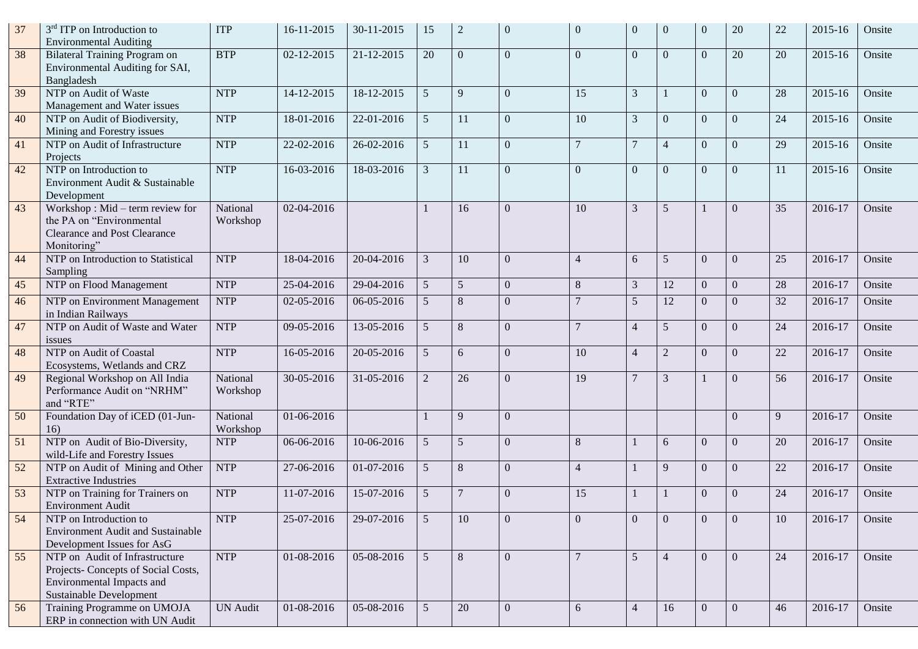| 37 | 3rd ITP on Introduction to Environmental Auditing | ITP | 16-11-2015 | 30-11-2015 | 15 | 2 | 0 | 0 | 0 | 0 | 0 | 20 | 22 | 2015-16 | Onsite |
|---|---|---|---|---|---|---|---|---|---|---|---|---|---|---|---|
| 38 | Bilateral Training Program on Environmental Auditing for SAI, Bangladesh | BTP | 02-12-2015 | 21-12-2015 | 20 | 0 | 0 | 0 | 0 | 0 | 0 | 20 | 20 | 2015-16 | Onsite |
| 39 | NTP on Audit of Waste Management and Water issues | NTP | 14-12-2015 | 18-12-2015 | 5 | 9 | 0 | 15 | 3 | 1 | 0 | 0 | 28 | 2015-16 | Onsite |
| 40 | NTP on Audit of Biodiversity, Mining and Forestry issues | NTP | 18-01-2016 | 22-01-2016 | 5 | 11 | 0 | 10 | 3 | 0 | 0 | 0 | 24 | 2015-16 | Onsite |
| 41 | NTP on Audit of Infrastructure Projects | NTP | 22-02-2016 | 26-02-2016 | 5 | 11 | 0 | 7 | 7 | 4 | 0 | 0 | 29 | 2015-16 | Onsite |
| 42 | NTP on Introduction to Environment Audit & Sustainable Development | NTP | 16-03-2016 | 18-03-2016 | 3 | 11 | 0 | 0 | 0 | 0 | 0 | 0 | 11 | 2015-16 | Onsite |
| 43 | Workshop : Mid – term review for the PA on "Environmental Clearance and Post Clearance Monitoring" | National Workshop | 02-04-2016 | | 1 | 16 | 0 | 10 | 3 | 5 | 1 | 0 | 35 | 2016-17 | Onsite |
| 44 | NTP on Introduction to Statistical Sampling | NTP | 18-04-2016 | 20-04-2016 | 3 | 10 | 0 | 4 | 6 | 5 | 0 | 0 | 25 | 2016-17 | Onsite |
| 45 | NTP on Flood Management | NTP | 25-04-2016 | 29-04-2016 | 5 | 5 | 0 | 8 | 3 | 12 | 0 | 0 | 28 | 2016-17 | Onsite |
| 46 | NTP on Environment Management in Indian Railways | NTP | 02-05-2016 | 06-05-2016 | 5 | 8 | 0 | 7 | 5 | 12 | 0 | 0 | 32 | 2016-17 | Onsite |
| 47 | NTP on Audit of Waste and Water issues | NTP | 09-05-2016 | 13-05-2016 | 5 | 8 | 0 | 7 | 4 | 5 | 0 | 0 | 24 | 2016-17 | Onsite |
| 48 | NTP on Audit of Coastal Ecosystems, Wetlands and CRZ | NTP | 16-05-2016 | 20-05-2016 | 5 | 6 | 0 | 10 | 4 | 2 | 0 | 0 | 22 | 2016-17 | Onsite |
| 49 | Regional Workshop on All India Performance Audit on "NRHM" and "RTE" | National Workshop | 30-05-2016 | 31-05-2016 | 2 | 26 | 0 | 19 | 7 | 3 | 1 | 0 | 56 | 2016-17 | Onsite |
| 50 | Foundation Day of iCED (01-Jun-16) | National Workshop | 01-06-2016 | | 1 | 9 | 0 | | | | | 0 | 9 | 2016-17 | Onsite |
| 51 | NTP on Audit of Bio-Diversity, wild-Life and Forestry Issues | NTP | 06-06-2016 | 10-06-2016 | 5 | 5 | 0 | 8 | 1 | 6 | 0 | 0 | 20 | 2016-17 | Onsite |
| 52 | NTP on Audit of Mining and Other Extractive Industries | NTP | 27-06-2016 | 01-07-2016 | 5 | 8 | 0 | 4 | 1 | 9 | 0 | 0 | 22 | 2016-17 | Onsite |
| 53 | NTP on Training for Trainers on Environment Audit | NTP | 11-07-2016 | 15-07-2016 | 5 | 7 | 0 | 15 | 1 | 1 | 0 | 0 | 24 | 2016-17 | Onsite |
| 54 | NTP on Introduction to Environment Audit and Sustainable Development Issues for AsG | NTP | 25-07-2016 | 29-07-2016 | 5 | 10 | 0 | 0 | 0 | 0 | 0 | 0 | 10 | 2016-17 | Onsite |
| 55 | NTP on Audit of Infrastructure Projects- Concepts of Social Costs, Environmental Impacts and Sustainable Development | NTP | 01-08-2016 | 05-08-2016 | 5 | 8 | 0 | 7 | 5 | 4 | 0 | 0 | 24 | 2016-17 | Onsite |
| 56 | Training Programme on UMOJA ERP in connection with UN Audit | UN Audit | 01-08-2016 | 05-08-2016 | 5 | 20 | 0 | 6 | 4 | 16 | 0 | 0 | 46 | 2016-17 | Onsite |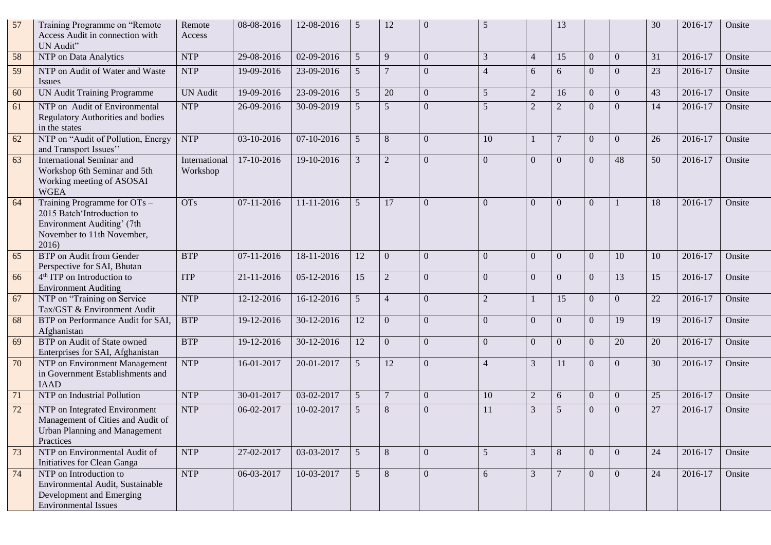| | | | | | | | | | | | | | | | |
|---|---|---|---|---|---|---|---|---|---|---|---|---|---|---|---|
| 57 | Training Programme on "Remote Access Audit in connection with UN Audit" | Remote Access | 08-08-2016 | 12-08-2016 | 5 | 12 | 0 | 5 | | 13 | | | 30 | 2016-17 | Onsite |
| 58 | NTP on Data Analytics | NTP | 29-08-2016 | 02-09-2016 | 5 | 9 | 0 | 3 | 4 | 15 | 0 | 0 | 31 | 2016-17 | Onsite |
| 59 | NTP on Audit of Water and Waste Issues | NTP | 19-09-2016 | 23-09-2016 | 5 | 7 | 0 | 4 | 6 | 6 | 0 | 0 | 23 | 2016-17 | Onsite |
| 60 | UN Audit Training Programme | UN Audit | 19-09-2016 | 23-09-2016 | 5 | 20 | 0 | 5 | 2 | 16 | 0 | 0 | 43 | 2016-17 | Onsite |
| 61 | NTP on Audit of Environmental Regulatory Authorities and bodies in the states | NTP | 26-09-2016 | 30-09-2019 | 5 | 5 | 0 | 5 | 2 | 2 | 0 | 0 | 14 | 2016-17 | Onsite |
| 62 | NTP on "Audit of Pollution, Energy and Transport Issues'' | NTP | 03-10-2016 | 07-10-2016 | 5 | 8 | 0 | 10 | 1 | 7 | 0 | 0 | 26 | 2016-17 | Onsite |
| 63 | International Seminar and Workshop 6th Seminar and 5th Working meeting of ASOSAI WGEA | International Workshop | 17-10-2016 | 19-10-2016 | 3 | 2 | 0 | 0 | 0 | 0 | 0 | 48 | 50 | 2016-17 | Onsite |
| 64 | Training Programme for OTs – 2015 Batch'Introduction to Environment Auditing' (7th November to 11th November, 2016) | OTs | 07-11-2016 | 11-11-2016 | 5 | 17 | 0 | 0 | 0 | 0 | 0 | 1 | 18 | 2016-17 | Onsite |
| 65 | BTP on Audit from Gender Perspective for SAI, Bhutan | BTP | 07-11-2016 | 18-11-2016 | 12 | 0 | 0 | 0 | 0 | 0 | 0 | 10 | 10 | 2016-17 | Onsite |
| 66 | 4th ITP on Introduction to Environment Auditing | ITP | 21-11-2016 | 05-12-2016 | 15 | 2 | 0 | 0 | 0 | 0 | 0 | 13 | 15 | 2016-17 | Onsite |
| 67 | NTP on "Training on Service Tax/GST & Environment Audit | NTP | 12-12-2016 | 16-12-2016 | 5 | 4 | 0 | 2 | 1 | 15 | 0 | 0 | 22 | 2016-17 | Onsite |
| 68 | BTP on Performance Audit for SAI, Afghanistan | BTP | 19-12-2016 | 30-12-2016 | 12 | 0 | 0 | 0 | 0 | 0 | 0 | 19 | 19 | 2016-17 | Onsite |
| 69 | BTP on Audit of State owned Enterprises for SAI, Afghanistan | BTP | 19-12-2016 | 30-12-2016 | 12 | 0 | 0 | 0 | 0 | 0 | 0 | 20 | 20 | 2016-17 | Onsite |
| 70 | NTP on Environment Management in Government Establishments and IAAD | NTP | 16-01-2017 | 20-01-2017 | 5 | 12 | 0 | 4 | 3 | 11 | 0 | 0 | 30 | 2016-17 | Onsite |
| 71 | NTP on Industrial Pollution | NTP | 30-01-2017 | 03-02-2017 | 5 | 7 | 0 | 10 | 2 | 6 | 0 | 0 | 25 | 2016-17 | Onsite |
| 72 | NTP on Integrated Environment Management of Cities and Audit of Urban Planning and Management Practices | NTP | 06-02-2017 | 10-02-2017 | 5 | 8 | 0 | 11 | 3 | 5 | 0 | 0 | 27 | 2016-17 | Onsite |
| 73 | NTP on Environmental Audit of Initiatives for Clean Ganga | NTP | 27-02-2017 | 03-03-2017 | 5 | 8 | 0 | 5 | 3 | 8 | 0 | 0 | 24 | 2016-17 | Onsite |
| 74 | NTP on Introduction to Environmental Audit, Sustainable Development and Emerging Environmental Issues | NTP | 06-03-2017 | 10-03-2017 | 5 | 8 | 0 | 6 | 3 | 7 | 0 | 0 | 24 | 2016-17 | Onsite |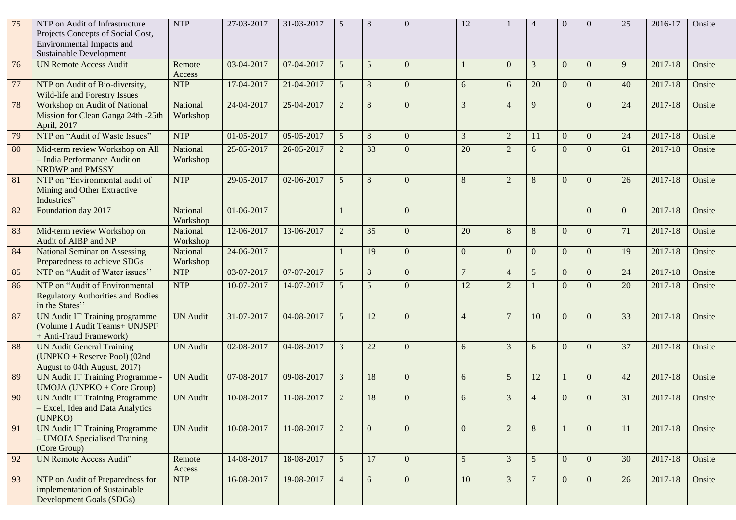| | | | | | | | | | | | | | | | |
|---|---|---|---|---|---|---|---|---|---|---|---|---|---|---|---|
| 75 | NTP on Audit of Infrastructure Projects Concepts of Social Cost, Environmental Impacts and Sustainable Development | NTP | 27-03-2017 | 31-03-2017 | 5 | 8 | 0 | 12 | 1 | 4 | 0 | 0 | 25 | 2016-17 | Onsite |
| 76 | UN Remote Access Audit | Remote Access | 03-04-2017 | 07-04-2017 | 5 | 5 | 0 | 1 | 0 | 3 | 0 | 0 | 9 | 2017-18 | Onsite |
| 77 | NTP on Audit of Bio-diversity, Wild-life and Forestry Issues | NTP | 17-04-2017 | 21-04-2017 | 5 | 8 | 0 | 6 | 6 | 20 | 0 | 0 | 40 | 2017-18 | Onsite |
| 78 | Workshop on Audit of National Mission for Clean Ganga 24th -25th April, 2017 | National Workshop | 24-04-2017 | 25-04-2017 | 2 | 8 | 0 | 3 | 4 | 9 | | 0 | 24 | 2017-18 | Onsite |
| 79 | NTP on "Audit of Waste Issues" | NTP | 01-05-2017 | 05-05-2017 | 5 | 8 | 0 | 3 | 2 | 11 | 0 | 0 | 24 | 2017-18 | Onsite |
| 80 | Mid-term review Workshop on All – India Performance Audit on NRDWP and PMSSY | National Workshop | 25-05-2017 | 26-05-2017 | 2 | 33 | 0 | 20 | 2 | 6 | 0 | 0 | 61 | 2017-18 | Onsite |
| 81 | NTP on "Environmental audit of Mining and Other Extractive Industries" | NTP | 29-05-2017 | 02-06-2017 | 5 | 8 | 0 | 8 | 2 | 8 | 0 | 0 | 26 | 2017-18 | Onsite |
| 82 | Foundation day 2017 | National Workshop | 01-06-2017 | | 1 | | 0 | | | | | 0 | 0 | 2017-18 | Onsite |
| 83 | Mid-term review Workshop on Audit of AIBP and NP | National Workshop | 12-06-2017 | 13-06-2017 | 2 | 35 | 0 | 20 | 8 | 8 | 0 | 0 | 71 | 2017-18 | Onsite |
| 84 | National Seminar on Assessing Preparedness to achieve SDGs | National Workshop | 24-06-2017 | | 1 | 19 | 0 | 0 | 0 | 0 | 0 | 0 | 19 | 2017-18 | Onsite |
| 85 | NTP on "Audit of Water issues'' | NTP | 03-07-2017 | 07-07-2017 | 5 | 8 | 0 | 7 | 4 | 5 | 0 | 0 | 24 | 2017-18 | Onsite |
| 86 | NTP on "Audit of Environmental Regulatory Authorities and Bodies in the States'' | NTP | 10-07-2017 | 14-07-2017 | 5 | 5 | 0 | 12 | 2 | 1 | 0 | 0 | 20 | 2017-18 | Onsite |
| 87 | UN Audit IT Training programme (Volume I Audit Teams+ UNJSPF + Anti-Fraud Framework) | UN Audit | 31-07-2017 | 04-08-2017 | 5 | 12 | 0 | 4 | 7 | 10 | 0 | 0 | 33 | 2017-18 | Onsite |
| 88 | UN Audit General Training (UNPKO + Reserve Pool) (02nd August to 04th August, 2017) | UN Audit | 02-08-2017 | 04-08-2017 | 3 | 22 | 0 | 6 | 3 | 6 | 0 | 0 | 37 | 2017-18 | Onsite |
| 89 | UN Audit IT Training Programme - UMOJA (UNPKO + Core Group) | UN Audit | 07-08-2017 | 09-08-2017 | 3 | 18 | 0 | 6 | 5 | 12 | 1 | 0 | 42 | 2017-18 | Onsite |
| 90 | UN Audit IT Training Programme – Excel, Idea and Data Analytics (UNPKO) | UN Audit | 10-08-2017 | 11-08-2017 | 2 | 18 | 0 | 6 | 3 | 4 | 0 | 0 | 31 | 2017-18 | Onsite |
| 91 | UN Audit IT Training Programme – UMOJA Specialised Training (Core Group) | UN Audit | 10-08-2017 | 11-08-2017 | 2 | 0 | 0 | 0 | 2 | 8 | 1 | 0 | 11 | 2017-18 | Onsite |
| 92 | UN Remote Access Audit" | Remote Access | 14-08-2017 | 18-08-2017 | 5 | 17 | 0 | 5 | 3 | 5 | 0 | 0 | 30 | 2017-18 | Onsite |
| 93 | NTP on Audit of Preparedness for implementation of Sustainable Development Goals (SDGs) | NTP | 16-08-2017 | 19-08-2017 | 4 | 6 | 0 | 10 | 3 | 7 | 0 | 0 | 26 | 2017-18 | Onsite |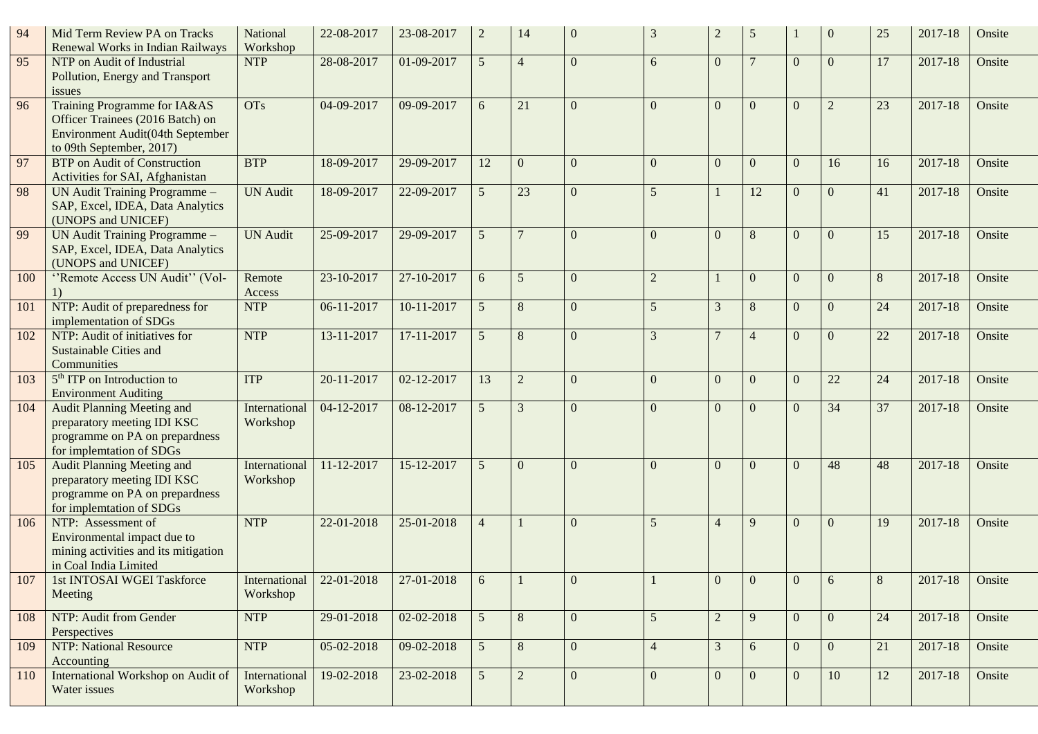| 94 | Mid Term Review PA on Tracks Renewal Works in Indian Railways | National Workshop | 22-08-2017 | 23-08-2017 | 2 | 14 | 0 | 3 | 2 | 5 | 1 | 0 | 25 | 2017-18 | Onsite |
|---|---|---|---|---|---|---|---|---|---|---|---|---|---|---|---|
| 95 | NTP on Audit of Industrial Pollution, Energy and Transport issues | NTP | 28-08-2017 | 01-09-2017 | 5 | 4 | 0 | 6 | 0 | 7 | 0 | 0 | 17 | 2017-18 | Onsite |
| 96 | Training Programme for IA&AS Officer Trainees (2016 Batch) on Environment Audit(04th September to 09th September, 2017) | OTs | 04-09-2017 | 09-09-2017 | 6 | 21 | 0 | 0 | 0 | 0 | 0 | 2 | 23 | 2017-18 | Onsite |
| 97 | BTP on Audit of Construction Activities for SAI, Afghanistan | BTP | 18-09-2017 | 29-09-2017 | 12 | 0 | 0 | 0 | 0 | 0 | 0 | 16 | 16 | 2017-18 | Onsite |
| 98 | UN Audit Training Programme – SAP, Excel, IDEA, Data Analytics (UNOPS and UNICEF) | UN Audit | 18-09-2017 | 22-09-2017 | 5 | 23 | 0 | 5 | 1 | 12 | 0 | 0 | 41 | 2017-18 | Onsite |
| 99 | UN Audit Training Programme – SAP, Excel, IDEA, Data Analytics (UNOPS and UNICEF) | UN Audit | 25-09-2017 | 29-09-2017 | 5 | 7 | 0 | 0 | 0 | 8 | 0 | 0 | 15 | 2017-18 | Onsite |
| 100 | ‘‘Remote Access UN Audit’’ (Vol-1) | Remote Access | 23-10-2017 | 27-10-2017 | 6 | 5 | 0 | 2 | 1 | 0 | 0 | 0 | 8 | 2017-18 | Onsite |
| 101 | NTP: Audit of preparedness for implementation of SDGs | NTP | 06-11-2017 | 10-11-2017 | 5 | 8 | 0 | 5 | 3 | 8 | 0 | 0 | 24 | 2017-18 | Onsite |
| 102 | NTP: Audit of initiatives for Sustainable Cities and Communities | NTP | 13-11-2017 | 17-11-2017 | 5 | 8 | 0 | 3 | 7 | 4 | 0 | 0 | 22 | 2017-18 | Onsite |
| 103 | 5th ITP on Introduction to Environment Auditing | ITP | 20-11-2017 | 02-12-2017 | 13 | 2 | 0 | 0 | 0 | 0 | 0 | 22 | 24 | 2017-18 | Onsite |
| 104 | Audit Planning Meeting and preparatory meeting IDI KSC programme on PA on prepardness for implemtation of SDGs | International Workshop | 04-12-2017 | 08-12-2017 | 5 | 3 | 0 | 0 | 0 | 0 | 0 | 34 | 37 | 2017-18 | Onsite |
| 105 | Audit Planning Meeting and preparatory meeting IDI KSC programme on PA on prepardness for implemtation of SDGs | International Workshop | 11-12-2017 | 15-12-2017 | 5 | 0 | 0 | 0 | 0 | 0 | 0 | 48 | 48 | 2017-18 | Onsite |
| 106 | NTP: Assessment of Environmental impact due to mining activities and its mitigation in Coal India Limited | NTP | 22-01-2018 | 25-01-2018 | 4 | 1 | 0 | 5 | 4 | 9 | 0 | 0 | 19 | 2017-18 | Onsite |
| 107 | 1st INTOSAI WGEI Taskforce Meeting | International Workshop | 22-01-2018 | 27-01-2018 | 6 | 1 | 0 | 1 | 0 | 0 | 0 | 6 | 8 | 2017-18 | Onsite |
| 108 | NTP: Audit from Gender Perspectives | NTP | 29-01-2018 | 02-02-2018 | 5 | 8 | 0 | 5 | 2 | 9 | 0 | 0 | 24 | 2017-18 | Onsite |
| 109 | NTP: National Resource Accounting | NTP | 05-02-2018 | 09-02-2018 | 5 | 8 | 0 | 4 | 3 | 6 | 0 | 0 | 21 | 2017-18 | Onsite |
| 110 | International Workshop on Audit of Water issues | International Workshop | 19-02-2018 | 23-02-2018 | 5 | 2 | 0 | 0 | 0 | 0 | 0 | 10 | 12 | 2017-18 | Onsite |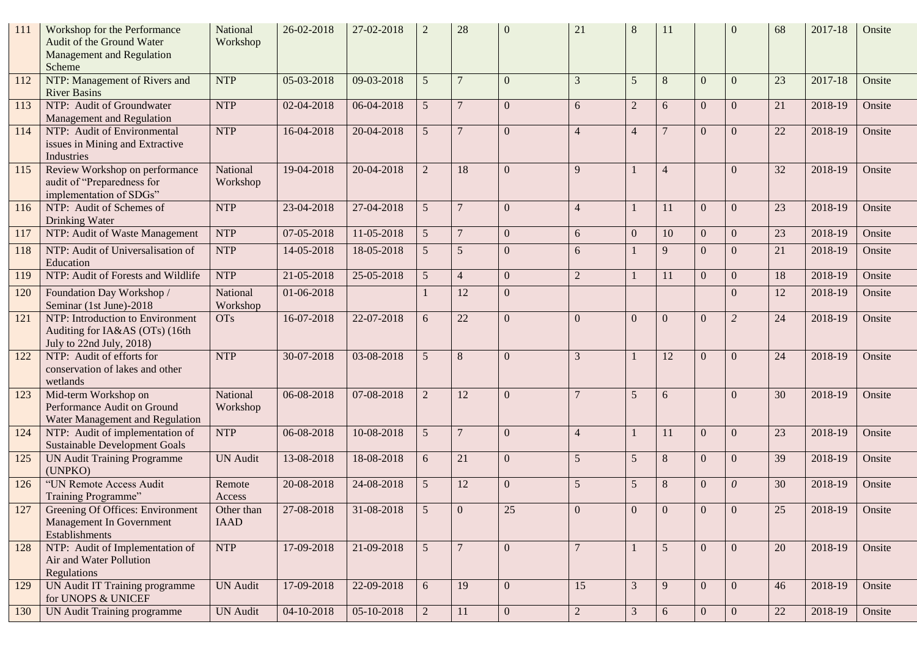| 111 | Workshop for the Performance Audit of the Ground Water Management and Regulation Scheme | National Workshop | 26-02-2018 | 27-02-2018 | 2 | 28 | 0 | 21 | 8 | 11 | | 0 | 68 | 2017-18 | Onsite |
|---|---|---|---|---|---|---|---|---|---|---|---|---|---|---|---|
| 112 | NTP: Management of Rivers and River Basins | NTP | 05-03-2018 | 09-03-2018 | 5 | 7 | 0 | 3 | 5 | 8 | 0 | 0 | 23 | 2017-18 | Onsite |
| 113 | NTP: Audit of Groundwater Management and Regulation | NTP | 02-04-2018 | 06-04-2018 | 5 | 7 | 0 | 6 | 2 | 6 | 0 | 0 | 21 | 2018-19 | Onsite |
| 114 | NTP: Audit of Environmental issues in Mining and Extractive Industries | NTP | 16-04-2018 | 20-04-2018 | 5 | 7 | 0 | 4 | 4 | 7 | 0 | 0 | 22 | 2018-19 | Onsite |
| 115 | Review Workshop on performance audit of "Preparedness for implementation of SDGs" | National Workshop | 19-04-2018 | 20-04-2018 | 2 | 18 | 0 | 9 | 1 | 4 | | 0 | 32 | 2018-19 | Onsite |
| 116 | NTP: Audit of Schemes of Drinking Water | NTP | 23-04-2018 | 27-04-2018 | 5 | 7 | 0 | 4 | 1 | 11 | 0 | 0 | 23 | 2018-19 | Onsite |
| 117 | NTP: Audit of Waste Management | NTP | 07-05-2018 | 11-05-2018 | 5 | 7 | 0 | 6 | 0 | 10 | 0 | 0 | 23 | 2018-19 | Onsite |
| 118 | NTP: Audit of Universalisation of Education | NTP | 14-05-2018 | 18-05-2018 | 5 | 5 | 0 | 6 | 1 | 9 | 0 | 0 | 21 | 2018-19 | Onsite |
| 119 | NTP: Audit of Forests and Wildlife | NTP | 21-05-2018 | 25-05-2018 | 5 | 4 | 0 | 2 | 1 | 11 | 0 | 0 | 18 | 2018-19 | Onsite |
| 120 | Foundation Day Workshop / Seminar (1st June)-2018 | National Workshop | 01-06-2018 | | 1 | 12 | 0 | | | | | 0 | 12 | 2018-19 | Onsite |
| 121 | NTP: Introduction to Environment Auditing for IA&AS (OTs) (16th July to 22nd July, 2018) | OTs | 16-07-2018 | 22-07-2018 | 6 | 22 | 0 | 0 | 0 | 0 | 0 | *2* | 24 | 2018-19 | Onsite |
| 122 | NTP: Audit of efforts for conservation of lakes and other wetlands | NTP | 30-07-2018 | 03-08-2018 | 5 | 8 | 0 | 3 | 1 | 12 | 0 | 0 | 24 | 2018-19 | Onsite |
| 123 | Mid-term Workshop on Performance Audit on Ground Water Management and Regulation | National Workshop | 06-08-2018 | 07-08-2018 | 2 | 12 | 0 | 7 | 5 | 6 | | 0 | 30 | 2018-19 | Onsite |
| 124 | NTP: Audit of implementation of Sustainable Development Goals | NTP | 06-08-2018 | 10-08-2018 | 5 | 7 | 0 | 4 | 1 | 11 | 0 | 0 | 23 | 2018-19 | Onsite |
| 125 | UN Audit Training Programme (UNPKO) | UN Audit | 13-08-2018 | 18-08-2018 | 6 | 21 | 0 | 5 | 5 | 8 | 0 | 0 | 39 | 2018-19 | Onsite |
| 126 | "UN Remote Access Audit Training Programme" | Remote Access | 20-08-2018 | 24-08-2018 | 5 | 12 | 0 | 5 | 5 | 8 | 0 | *0* | 30 | 2018-19 | Onsite |
| 127 | Greening Of Offices: Environment Management In Government Establishments | Other than IAAD | 27-08-2018 | 31-08-2018 | 5 | 0 | 25 | 0 | 0 | 0 | 0 | 0 | 25 | 2018-19 | Onsite |
| 128 | NTP: Audit of Implementation of Air and Water Pollution Regulations | NTP | 17-09-2018 | 21-09-2018 | 5 | 7 | 0 | 7 | 1 | 5 | 0 | 0 | 20 | 2018-19 | Onsite |
| 129 | UN Audit IT Training programme for UNOPS & UNICEF | UN Audit | 17-09-2018 | 22-09-2018 | 6 | 19 | 0 | 15 | 3 | 9 | 0 | 0 | 46 | 2018-19 | Onsite |
| 130 | UN Audit Training programme | UN Audit | 04-10-2018 | 05-10-2018 | 2 | 11 | 0 | 2 | 3 | 6 | 0 | 0 | 22 | 2018-19 | Onsite |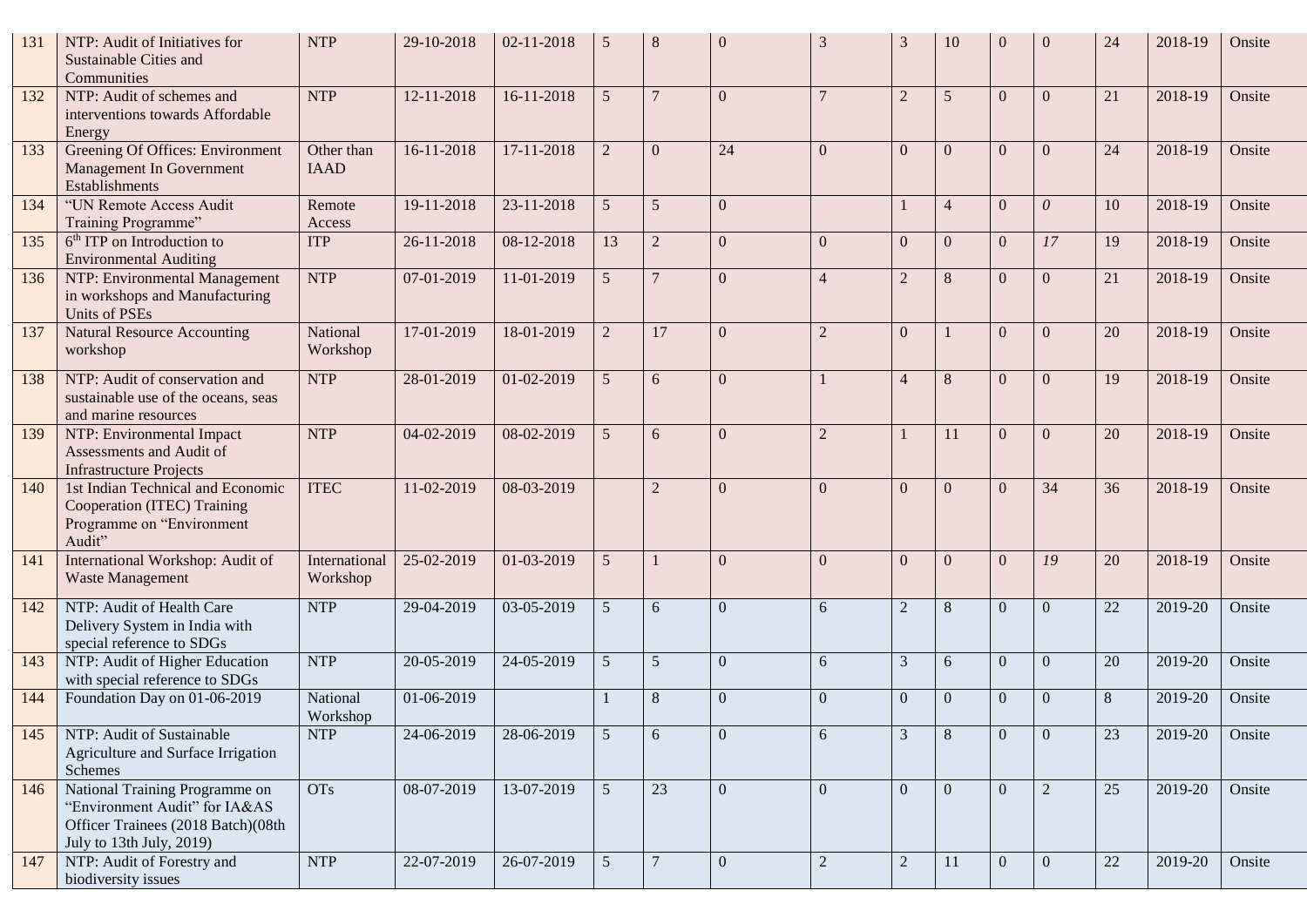| | | | | | | | | | | | | | | | |
|---|---|---|---|---|---|---|---|---|---|---|---|---|---|---|---|
| 131 | NTP: Audit of Initiatives for Sustainable Cities and Communities | NTP | 29-10-2018 | 02-11-2018 | 5 | 8 | 0 | 3 | 3 | 10 | 0 | 0 | 24 | 2018-19 | Onsite |
| 132 | NTP: Audit of schemes and interventions towards Affordable Energy | NTP | 12-11-2018 | 16-11-2018 | 5 | 7 | 0 | 7 | 2 | 5 | 0 | 0 | 21 | 2018-19 | Onsite |
| 133 | Greening Of Offices: Environment Management In Government Establishments | Other than IAAD | 16-11-2018 | 17-11-2018 | 2 | 0 | 24 | 0 | 0 | 0 | 0 | 0 | 24 | 2018-19 | Onsite |
| 134 | "UN Remote Access Audit Training Programme" | Remote Access | 19-11-2018 | 23-11-2018 | 5 | 5 | 0 | | 1 | 4 | 0 | *0* | 10 | 2018-19 | Onsite |
| 135 | 6th ITP on Introduction to Environmental Auditing | ITP | 26-11-2018 | 08-12-2018 | 13 | 2 | 0 | 0 | 0 | 0 | 0 | *17* | 19 | 2018-19 | Onsite |
| 136 | NTP: Environmental Management in workshops and Manufacturing Units of PSEs | NTP | 07-01-2019 | 11-01-2019 | 5 | 7 | 0 | 4 | 2 | 8 | 0 | 0 | 21 | 2018-19 | Onsite |
| 137 | Natural Resource Accounting workshop | National Workshop | 17-01-2019 | 18-01-2019 | 2 | 17 | 0 | 2 | 0 | 1 | 0 | 0 | 20 | 2018-19 | Onsite |
| 138 | NTP: Audit of conservation and sustainable use of the oceans, seas and marine resources | NTP | 28-01-2019 | 01-02-2019 | 5 | 6 | 0 | 1 | 4 | 8 | 0 | 0 | 19 | 2018-19 | Onsite |
| 139 | NTP: Environmental Impact Assessments and Audit of Infrastructure Projects | NTP | 04-02-2019 | 08-02-2019 | 5 | 6 | 0 | 2 | 1 | 11 | 0 | 0 | 20 | 2018-19 | Onsite |
| 140 | 1st Indian Technical and Economic Cooperation (ITEC) Training Programme on "Environment Audit" | ITEC | 11-02-2019 | 08-03-2019 | | 2 | 0 | 0 | 0 | 0 | 0 | 34 | 36 | 2018-19 | Onsite |
| 141 | International Workshop: Audit of Waste Management | International Workshop | 25-02-2019 | 01-03-2019 | 5 | 1 | 0 | 0 | 0 | 0 | 0 | *19* | 20 | 2018-19 | Onsite |
| 142 | NTP: Audit of Health Care Delivery System in India with special reference to SDGs | NTP | 29-04-2019 | 03-05-2019 | 5 | 6 | 0 | 6 | 2 | 8 | 0 | 0 | 22 | 2019-20 | Onsite |
| 143 | NTP: Audit of Higher Education with special reference to SDGs | NTP | 20-05-2019 | 24-05-2019 | 5 | 5 | 0 | 6 | 3 | 6 | 0 | 0 | 20 | 2019-20 | Onsite |
| 144 | Foundation Day on 01-06-2019 | National Workshop | 01-06-2019 | | 1 | 8 | 0 | 0 | 0 | 0 | 0 | 0 | 8 | 2019-20 | Onsite |
| 145 | NTP: Audit of Sustainable Agriculture and Surface Irrigation Schemes | NTP | 24-06-2019 | 28-06-2019 | 5 | 6 | 0 | 6 | 3 | 8 | 0 | 0 | 23 | 2019-20 | Onsite |
| 146 | National Training Programme on "Environment Audit" for IA&AS Officer Trainees (2018 Batch)(08th July to 13th July, 2019) | OTs | 08-07-2019 | 13-07-2019 | 5 | 23 | 0 | 0 | 0 | 0 | 0 | 2 | 25 | 2019-20 | Onsite |
| 147 | NTP: Audit of Forestry and biodiversity issues | NTP | 22-07-2019 | 26-07-2019 | 5 | 7 | 0 | 2 | 2 | 11 | 0 | 0 | 22 | 2019-20 | Onsite |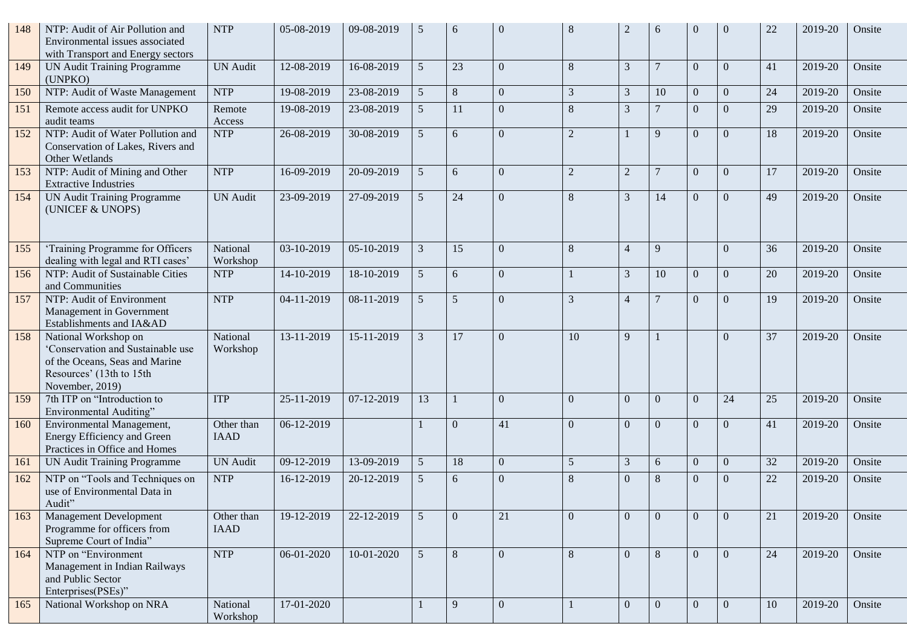| 148 | NTP: Audit of Air Pollution and Environmental issues associated with Transport and Energy sectors | NTP | 05-08-2019 | 09-08-2019 | 5 | 6 | 0 | 8 | 2 | 6 | 0 | 0 | 22 | 2019-20 | Onsite |
|---|---|---|---|---|---|---|---|---|---|---|---|---|---|---|---|
| 149 | UN Audit Training Programme (UNPKO) | UN Audit | 12-08-2019 | 16-08-2019 | 5 | 23 | 0 | 8 | 3 | 7 | 0 | 0 | 41 | 2019-20 | Onsite |
| 150 | NTP: Audit of Waste Management | NTP | 19-08-2019 | 23-08-2019 | 5 | 8 | 0 | 3 | 3 | 10 | 0 | 0 | 24 | 2019-20 | Onsite |
| 151 | Remote access audit for UNPKO audit teams | Remote Access | 19-08-2019 | 23-08-2019 | 5 | 11 | 0 | 8 | 3 | 7 | 0 | 0 | 29 | 2019-20 | Onsite |
| 152 | NTP: Audit of Water Pollution and Conservation of Lakes, Rivers and Other Wetlands | NTP | 26-08-2019 | 30-08-2019 | 5 | 6 | 0 | 2 | 1 | 9 | 0 | 0 | 18 | 2019-20 | Onsite |
| 153 | NTP: Audit of Mining and Other Extractive Industries | NTP | 16-09-2019 | 20-09-2019 | 5 | 6 | 0 | 2 | 2 | 7 | 0 | 0 | 17 | 2019-20 | Onsite |
| 154 | UN Audit Training Programme (UNICEF & UNOPS) | UN Audit | 23-09-2019 | 27-09-2019 | 5 | 24 | 0 | 8 | 3 | 14 | 0 | 0 | 49 | 2019-20 | Onsite |
| 155 | 'Training Programme for Officers dealing with legal and RTI cases' | National Workshop | 03-10-2019 | 05-10-2019 | 3 | 15 | 0 | 8 | 4 | 9 | | 0 | 36 | 2019-20 | Onsite |
| 156 | NTP: Audit of Sustainable Cities and Communities | NTP | 14-10-2019 | 18-10-2019 | 5 | 6 | 0 | 1 | 3 | 10 | 0 | 0 | 20 | 2019-20 | Onsite |
| 157 | NTP: Audit of Environment Management in Government Establishments and IA&AD | NTP | 04-11-2019 | 08-11-2019 | 5 | 5 | 0 | 3 | 4 | 7 | 0 | 0 | 19 | 2019-20 | Onsite |
| 158 | National Workshop on 'Conservation and Sustainable use of the Oceans, Seas and Marine Resources' (13th to 15th November, 2019) | National Workshop | 13-11-2019 | 15-11-2019 | 3 | 17 | 0 | 10 | 9 | 1 | | 0 | 37 | 2019-20 | Onsite |
| 159 | 7th ITP on "Introduction to Environmental Auditing" | ITP | 25-11-2019 | 07-12-2019 | 13 | 1 | 0 | 0 | 0 | 0 | 0 | 24 | 25 | 2019-20 | Onsite |
| 160 | Environmental Management, Energy Efficiency and Green Practices in Office and Homes | Other than IAAD | 06-12-2019 | | 1 | 0 | 41 | 0 | 0 | 0 | 0 | 0 | 41 | 2019-20 | Onsite |
| 161 | UN Audit Training Programme | UN Audit | 09-12-2019 | 13-09-2019 | 5 | 18 | 0 | 5 | 3 | 6 | 0 | 0 | 32 | 2019-20 | Onsite |
| 162 | NTP on "Tools and Techniques on use of Environmental Data in Audit" | NTP | 16-12-2019 | 20-12-2019 | 5 | 6 | 0 | 8 | 0 | 8 | 0 | 0 | 22 | 2019-20 | Onsite |
| 163 | Management Development Programme for officers from Supreme Court of India" | Other than IAAD | 19-12-2019 | 22-12-2019 | 5 | 0 | 21 | 0 | 0 | 0 | 0 | 0 | 21 | 2019-20 | Onsite |
| 164 | NTP on "Environment Management in Indian Railways and Public Sector Enterprises(PSEs)" | NTP | 06-01-2020 | 10-01-2020 | 5 | 8 | 0 | 8 | 0 | 8 | 0 | 0 | 24 | 2019-20 | Onsite |
| 165 | National Workshop on NRA | National Workshop | 17-01-2020 | | 1 | 9 | 0 | 1 | 0 | 0 | 0 | 0 | 10 | 2019-20 | Onsite |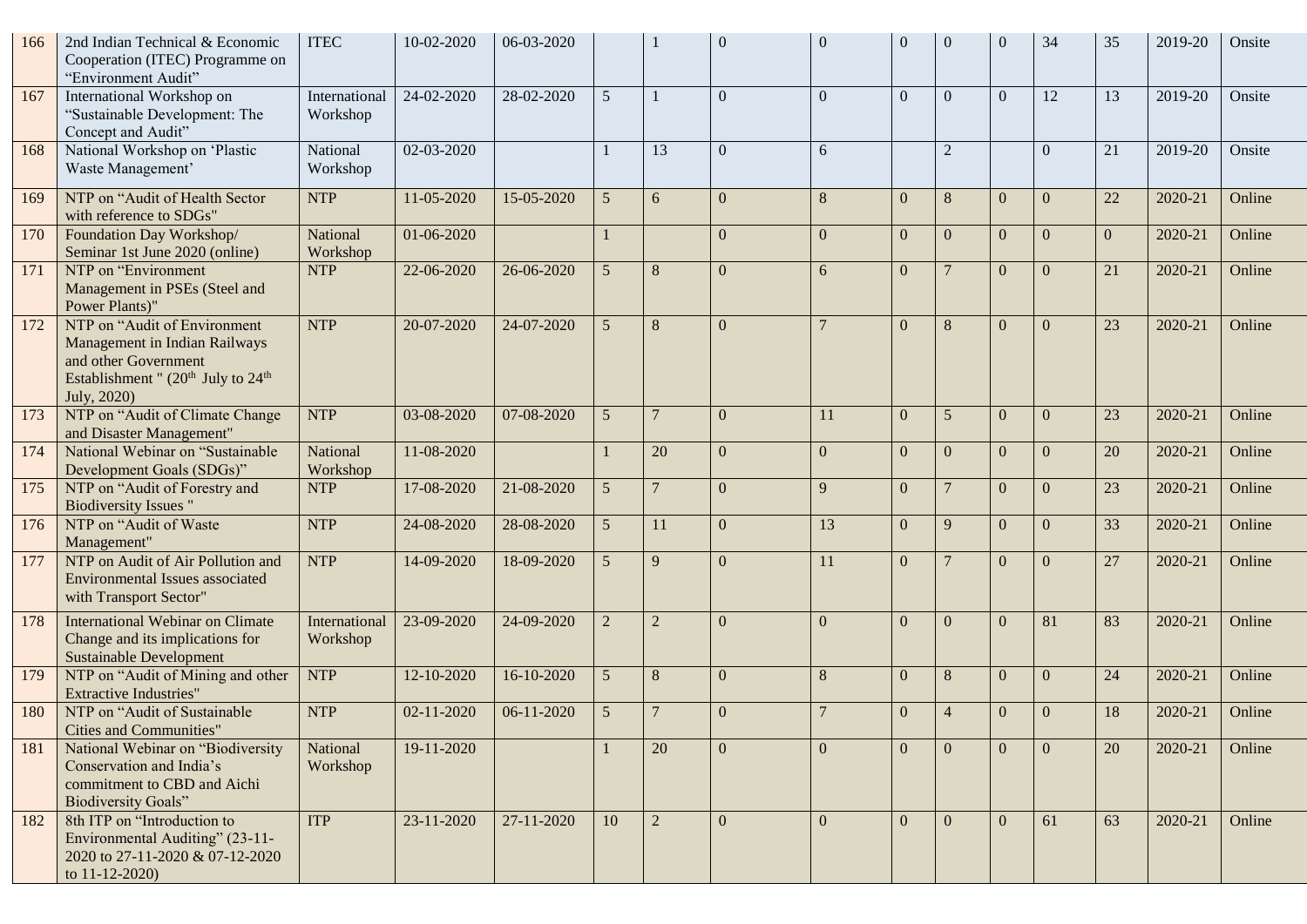| | | | | | | | | | | | | | | | |
|---|---|---|---|---|---|---|---|---|---|---|---|---|---|---|---|
| 166 | 2nd Indian Technical & Economic Cooperation (ITEC) Programme on “Environment Audit” | ITEC | 10-02-2020 | 06-03-2020 | | 1 | 0 | 0 | 0 | 0 | 0 | 34 | 35 | 2019-20 | Onsite |
| 167 | International Workshop on “Sustainable Development: The Concept and Audit” | International Workshop | 24-02-2020 | 28-02-2020 | 5 | 1 | 0 | 0 | 0 | 0 | 0 | 12 | 13 | 2019-20 | Onsite |
| 168 | National Workshop on ‘Plastic Waste Management’ | National Workshop | 02-03-2020 | | 1 | 13 | 0 | 6 | | 2 | | 0 | 21 | 2019-20 | Onsite |
| 169 | NTP on “Audit of Health Sector with reference to SDGs" | NTP | 11-05-2020 | 15-05-2020 | 5 | 6 | 0 | 8 | 0 | 8 | 0 | 0 | 22 | 2020-21 | Online |
| 170 | Foundation Day Workshop/ Seminar 1st June 2020 (online) | National Workshop | 01-06-2020 | | 1 | | 0 | 0 | 0 | 0 | 0 | 0 | 0 | 2020-21 | Online |
| 171 | NTP on “Environment Management in PSEs (Steel and Power Plants)" | NTP | 22-06-2020 | 26-06-2020 | 5 | 8 | 0 | 6 | 0 | 7 | 0 | 0 | 21 | 2020-21 | Online |
| 172 | NTP on “Audit of Environment Management in Indian Railways and other Government Establishment " (20th July to 24th July, 2020) | NTP | 20-07-2020 | 24-07-2020 | 5 | 8 | 0 | 7 | 0 | 8 | 0 | 0 | 23 | 2020-21 | Online |
| 173 | NTP on “Audit of Climate Change and Disaster Management" | NTP | 03-08-2020 | 07-08-2020 | 5 | 7 | 0 | 11 | 0 | 5 | 0 | 0 | 23 | 2020-21 | Online |
| 174 | National Webinar on “Sustainable Development Goals (SDGs)” | National Workshop | 11-08-2020 | | 1 | 20 | 0 | 0 | 0 | 0 | 0 | 0 | 20 | 2020-21 | Online |
| 175 | NTP on “Audit of Forestry and Biodiversity Issues " | NTP | 17-08-2020 | 21-08-2020 | 5 | 7 | 0 | 9 | 0 | 7 | 0 | 0 | 23 | 2020-21 | Online |
| 176 | NTP on “Audit of Waste Management" | NTP | 24-08-2020 | 28-08-2020 | 5 | 11 | 0 | 13 | 0 | 9 | 0 | 0 | 33 | 2020-21 | Online |
| 177 | NTP on Audit of Air Pollution and Environmental Issues associated with Transport Sector" | NTP | 14-09-2020 | 18-09-2020 | 5 | 9 | 0 | 11 | 0 | 7 | 0 | 0 | 27 | 2020-21 | Online |
| 178 | International Webinar on Climate Change and its implications for Sustainable Development | International Workshop | 23-09-2020 | 24-09-2020 | 2 | 2 | 0 | 0 | 0 | 0 | 0 | 81 | 83 | 2020-21 | Online |
| 179 | NTP on “Audit of Mining and other Extractive Industries" | NTP | 12-10-2020 | 16-10-2020 | 5 | 8 | 0 | 8 | 0 | 8 | 0 | 0 | 24 | 2020-21 | Online |
| 180 | NTP on “Audit of Sustainable Cities and Communities" | NTP | 02-11-2020 | 06-11-2020 | 5 | 7 | 0 | 7 | 0 | 4 | 0 | 0 | 18 | 2020-21 | Online |
| 181 | National Webinar on “Biodiversity Conservation and India’s commitment to CBD and Aichi Biodiversity Goals” | National Workshop | 19-11-2020 | | 1 | 20 | 0 | 0 | 0 | 0 | 0 | 0 | 20 | 2020-21 | Online |
| 182 | 8th ITP on “Introduction to Environmental Auditing” (23-11-2020 to 27-11-2020 & 07-12-2020 to 11-12-2020) | ITP | 23-11-2020 | 27-11-2020 | 10 | 2 | 0 | 0 | 0 | 0 | 0 | 61 | 63 | 2020-21 | Online |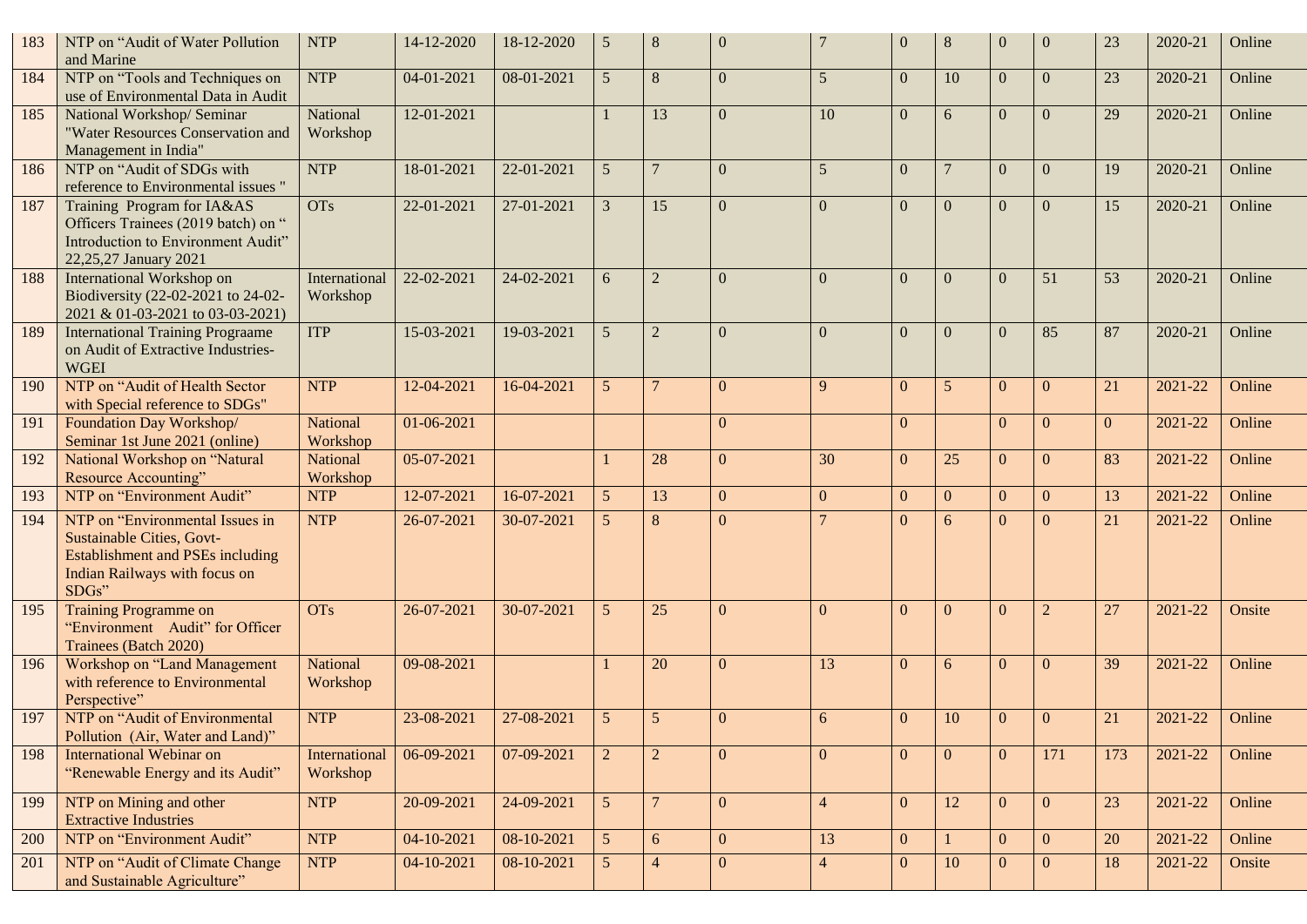| 183 | NTP on "Audit of Water Pollution and Marine | NTP | 14-12-2020 | 18-12-2020 | 5 | 8 | 0 | 7 | 0 | 8 | 0 | 0 | 23 | 2020-21 | Online |
|---|---|---|---|---|---|---|---|---|---|---|---|---|---|---|---|
| 184 | NTP on "Tools and Techniques on use of Environmental Data in Audit | NTP | 04-01-2021 | 08-01-2021 | 5 | 8 | 0 | 5 | 0 | 10 | 0 | 0 | 23 | 2020-21 | Online |
| 185 | National Workshop/ Seminar "Water Resources Conservation and Management in India" | National Workshop | 12-01-2021 | | 1 | 13 | 0 | 10 | 0 | 6 | 0 | 0 | 29 | 2020-21 | Online |
| 186 | NTP on "Audit of SDGs with reference to Environmental issues " | NTP | 18-01-2021 | 22-01-2021 | 5 | 7 | 0 | 5 | 0 | 7 | 0 | 0 | 19 | 2020-21 | Online |
| 187 | Training Program for IA&AS Officers Trainees (2019 batch) on " Introduction to Environment Audit" 22,25,27 January 2021 | OTs | 22-01-2021 | 27-01-2021 | 3 | 15 | 0 | 0 | 0 | 0 | 0 | 0 | 15 | 2020-21 | Online |
| 188 | International Workshop on Biodiversity (22-02-2021 to 24-02-2021 & 01-03-2021 to 03-03-2021) | International Workshop | 22-02-2021 | 24-02-2021 | 6 | 2 | 0 | 0 | 0 | 0 | 0 | 51 | 53 | 2020-21 | Online |
| 189 | International Training Prograame on Audit of Extractive Industries-WGEI | ITP | 15-03-2021 | 19-03-2021 | 5 | 2 | 0 | 0 | 0 | 0 | 0 | 85 | 87 | 2020-21 | Online |
| 190 | NTP on "Audit of Health Sector with Special reference to SDGs" | NTP | 12-04-2021 | 16-04-2021 | 5 | 7 | 0 | 9 | 0 | 5 | 0 | 0 | 21 | 2021-22 | Online |
| 191 | Foundation Day Workshop/ Seminar 1st June 2021 (online) | National Workshop | 01-06-2021 | | | | 0 | | 0 | | 0 | 0 | 0 | 2021-22 | Online |
| 192 | National Workshop on "Natural Resource Accounting" | National Workshop | 05-07-2021 | | 1 | 28 | 0 | 30 | 0 | 25 | 0 | 0 | 83 | 2021-22 | Online |
| 193 | NTP on "Environment Audit" | NTP | 12-07-2021 | 16-07-2021 | 5 | 13 | 0 | 0 | 0 | 0 | 0 | 0 | 13 | 2021-22 | Online |
| 194 | NTP on "Environmental Issues in Sustainable Cities, Govt-Establishment and PSEs including Indian Railways with focus on SDGs" | NTP | 26-07-2021 | 30-07-2021 | 5 | 8 | 0 | 7 | 0 | 6 | 0 | 0 | 21 | 2021-22 | Online |
| 195 | Training Programme on "Environment Audit" for Officer Trainees (Batch 2020) | OTs | 26-07-2021 | 30-07-2021 | 5 | 25 | 0 | 0 | 0 | 0 | 0 | 2 | 27 | 2021-22 | Onsite |
| 196 | Workshop on "Land Management with reference to Environmental Perspective" | National Workshop | 09-08-2021 | | 1 | 20 | 0 | 13 | 0 | 6 | 0 | 0 | 39 | 2021-22 | Online |
| 197 | NTP on "Audit of Environmental Pollution (Air, Water and Land)" | NTP | 23-08-2021 | 27-08-2021 | 5 | 5 | 0 | 6 | 0 | 10 | 0 | 0 | 21 | 2021-22 | Online |
| 198 | International Webinar on "Renewable Energy and its Audit" | International Workshop | 06-09-2021 | 07-09-2021 | 2 | 2 | 0 | 0 | 0 | 0 | 0 | 171 | 173 | 2021-22 | Online |
| 199 | NTP on Mining and other Extractive Industries | NTP | 20-09-2021 | 24-09-2021 | 5 | 7 | 0 | 4 | 0 | 12 | 0 | 0 | 23 | 2021-22 | Online |
| 200 | NTP on "Environment Audit" | NTP | 04-10-2021 | 08-10-2021 | 5 | 6 | 0 | 13 | 0 | 1 | 0 | 0 | 20 | 2021-22 | Online |
| 201 | NTP on "Audit of Climate Change and Sustainable Agriculture" | NTP | 04-10-2021 | 08-10-2021 | 5 | 4 | 0 | 4 | 0 | 10 | 0 | 0 | 18 | 2021-22 | Onsite |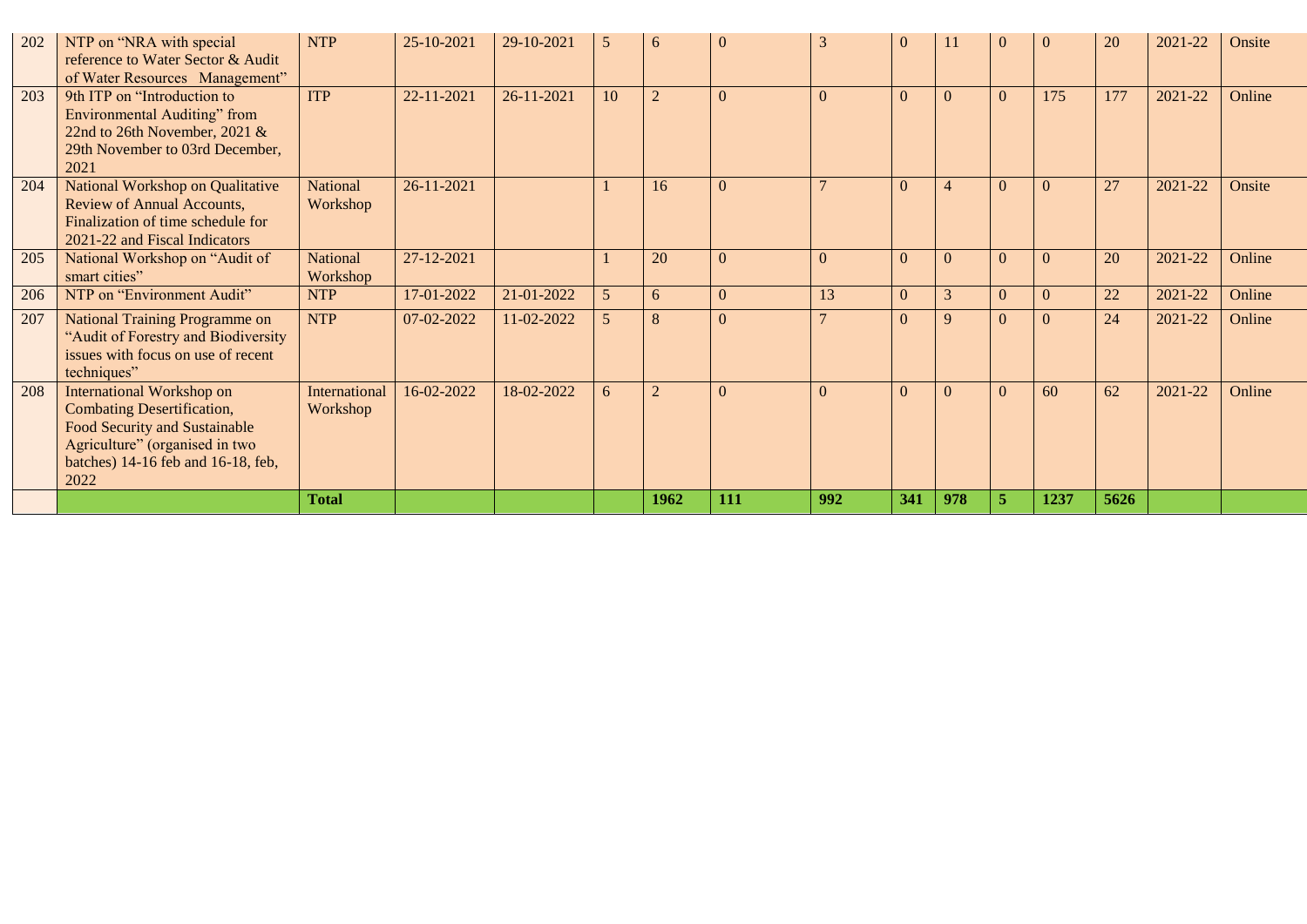| | | | | | | | | | | | | | | | | |
|---|---|---|---|---|---|---|---|---|---|---|---|---|---|---|---|---|
| 202 | NTP on "NRA with special reference to Water Sector & Audit of Water Resources Management" | NTP | 25-10-2021 | 29-10-2021 | 5 | 6 | 0 | 3 | 0 | 11 | 0 | 0 | 20 | 2021-22 | Onsite |
| 203 | 9th ITP on "Introduction to Environmental Auditing" from 22nd to 26th November, 2021 & 29th November to 03rd December, 2021 | ITP | 22-11-2021 | 26-11-2021 | 10 | 2 | 0 | 0 | 0 | 0 | 0 | 175 | 177 | 2021-22 | Online |
| 204 | National Workshop on Qualitative Review of Annual Accounts, Finalization of time schedule for 2021-22 and Fiscal Indicators | National Workshop | 26-11-2021 | | 1 | 16 | 0 | 7 | 0 | 4 | 0 | 0 | 27 | 2021-22 | Onsite |
| 205 | National Workshop on "Audit of smart cities" | National Workshop | 27-12-2021 | | 1 | 20 | 0 | 0 | 0 | 0 | 0 | 0 | 20 | 2021-22 | Online |
| 206 | NTP on "Environment Audit" | NTP | 17-01-2022 | 21-01-2022 | 5 | 6 | 0 | 13 | 0 | 3 | 0 | 0 | 22 | 2021-22 | Online |
| 207 | National Training Programme on "Audit of Forestry and Biodiversity issues with focus on use of recent techniques" | NTP | 07-02-2022 | 11-02-2022 | 5 | 8 | 0 | 7 | 0 | 9 | 0 | 0 | 24 | 2021-22 | Online |
| 208 | International Workshop on Combating Desertification, Food Security and Sustainable Agriculture" (organised in two batches) 14-16 feb and 16-18, feb, 2022 | International Workshop | 16-02-2022 | 18-02-2022 | 6 | 2 | 0 | 0 | 0 | 0 | 0 | 60 | 62 | 2021-22 | Online |
| | | **Total** | | | | **1962** | **111** | **992** | **341** | **978** | **5** | **1237** | **5626** | | |